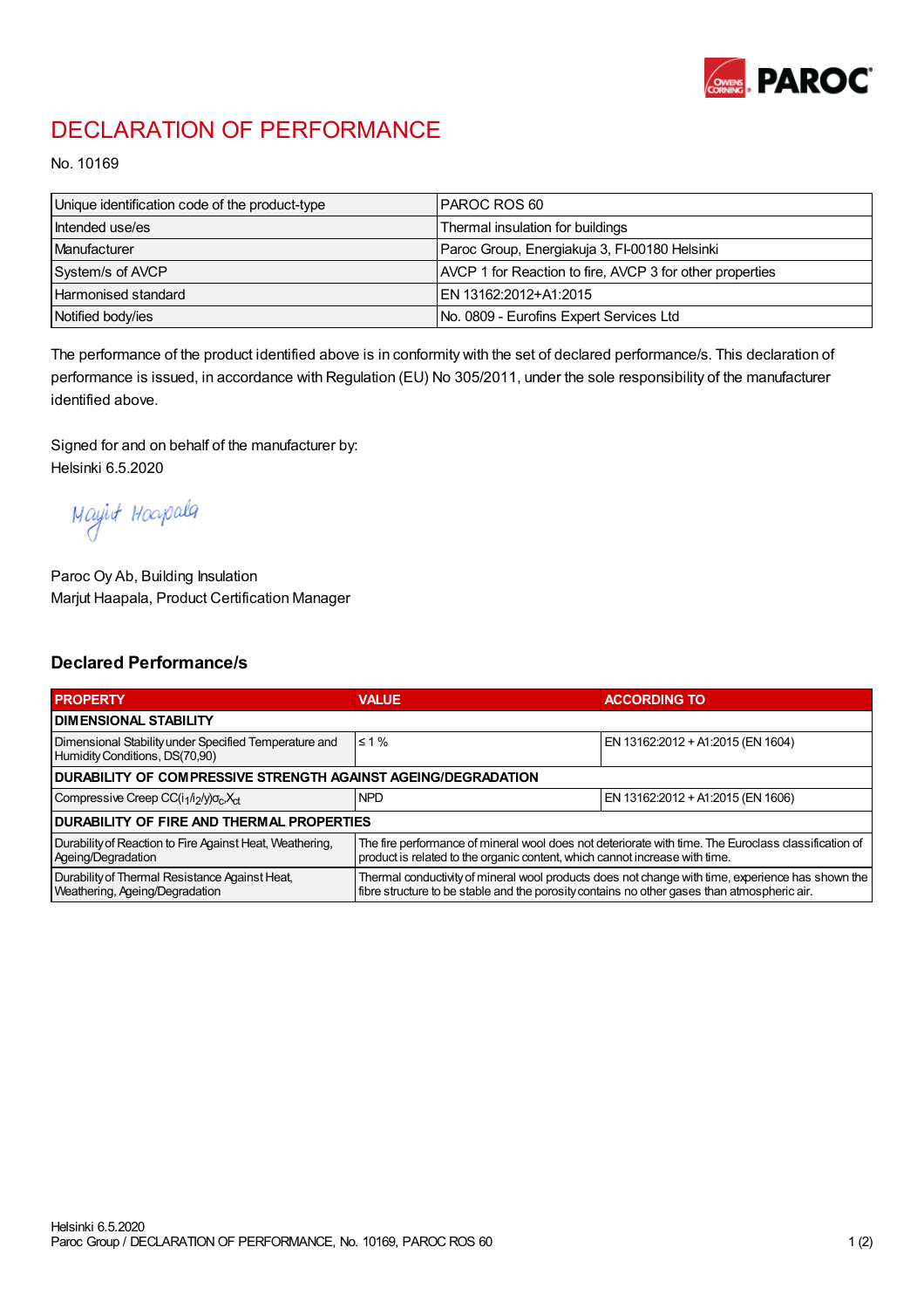# DECLARATION OF PERFORMANCE

No. 10169

| Unique identification code of the product-type | PAROC ROS 60 |
|---|---|
| Intended use/es | Thermal insulation for buildings |
| Manufacturer | Paroc Group, Energiakuja 3, FI-00180 Helsinki |
| System/s of AVCP | AVCP 1 for Reaction to fire, AVCP 3 for other properties |
| Harmonised standard | EN 13162:2012+A1:2015 |
| Notified body/ies | No. 0809 - Eurofins Expert Services Ltd |

The performance of the product identified above is in conformity with the set of declared performance/s. This declaration of performance is issued, in accordance with Regulation (EU) No 305/2011, under the sole responsibility of the manufacturer identified above.

Signed for and on behalf of the manufacturer by:
Helsinki 6.5.2020

Paroc Oy Ab, Building Insulation
Marjut Haapala, Product Certification Manager

## Declared Performance/s

| PROPERTY | VALUE | ACCORDING TO |
|---|---|---|
| **DIMENSIONAL STABILITY** | | |
| Dimensional Stability under Specified Temperature and Humidity Conditions, DS(70,90) | ≤ 1 % | EN 13162:2012 + A1:2015 (EN 1604) |
| **DURABILITY OF COMPRESSIVE STRENGTH AGAINST AGEING/DEGRADATION** | | |
| Compressive Creep $CC(i_1/i_2/y)\sigma_c X_{ct}$ | NPD | EN 13162:2012 + A1:2015 (EN 1606) |
| **DURABILITY OF FIRE AND THERMAL PROPERTIES** | | |
| Durability of Reaction to Fire Against Heat, Weathering, Ageing/Degradation | The fire performance of mineral wool does not deteriorate with time. The Euroclass classification of product is related to the organic content, which cannot increase with time. | |
| Durability of Thermal Resistance Against Heat, Weathering, Ageing/Degradation | Thermal conductivity of mineral wool products does not change with time, experience has shown the fibre structure to be stable and the porosity contains no other gases than atmospheric air. | |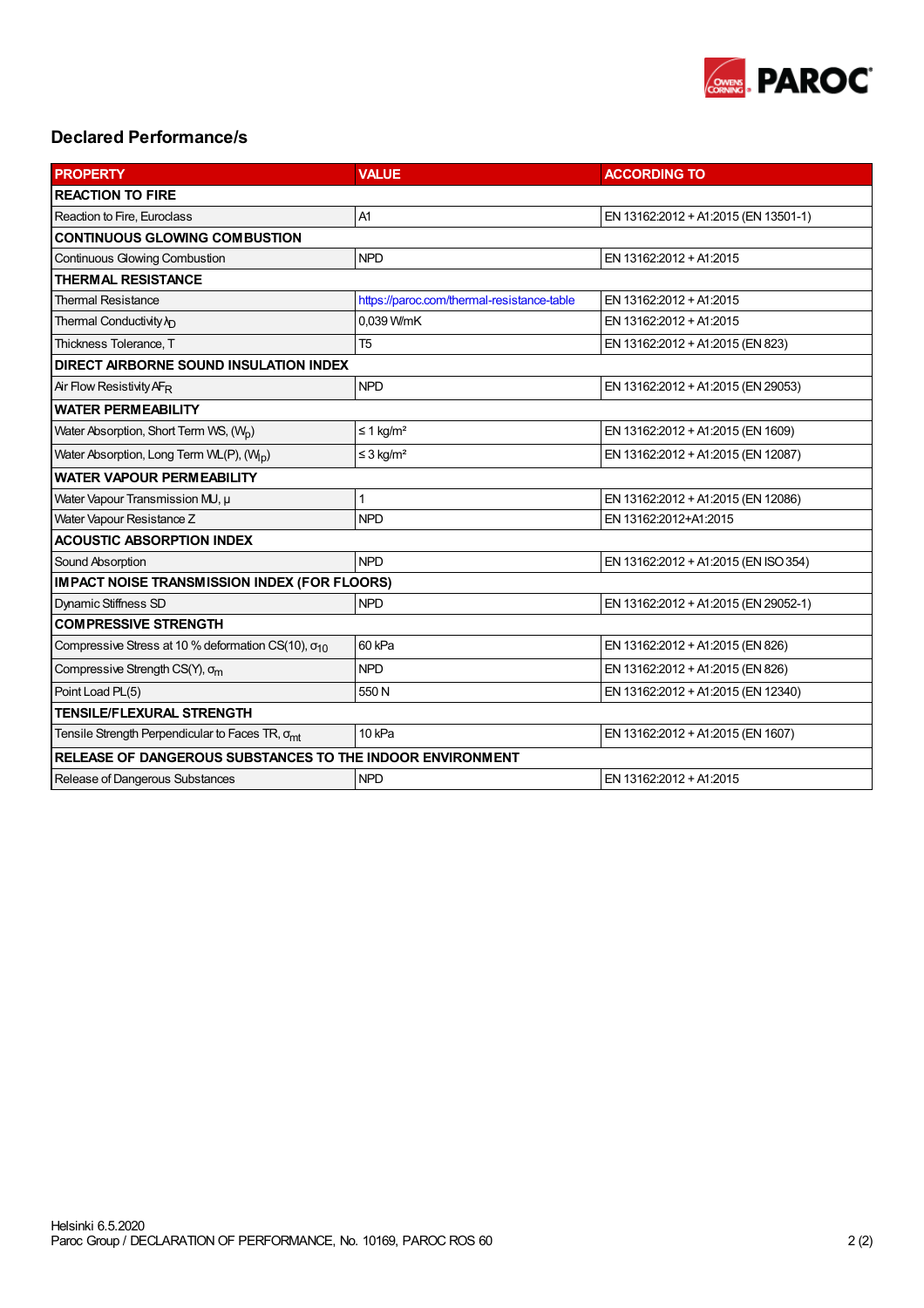## Declared Performance/s

| PROPERTY | VALUE | ACCORDING TO |
|---|---|---|
| **REACTION TO FIRE** | | |
| Reaction to Fire, Euroclass | A1 | EN 13162:2012 + A1:2015 (EN 13501-1) |
| **CONTINUOUS GLOWING COMBUSTION** | | |
| Continuous Glowing Combustion | NPD | EN 13162:2012 + A1:2015 |
| **THERMAL RESISTANCE** | | |
| Thermal Resistance | https://paroc.com/thermal-resistance-table | EN 13162:2012 + A1:2015 |
| Thermal Conductivity $\lambda_D$ | 0,039 W/mK | EN 13162:2012 + A1:2015 |
| Thickness Tolerance, T | T5 | EN 13162:2012 + A1:2015 (EN 823) |
| **DIRECT AIRBORNE SOUND INSULATION INDEX** | | |
| Air Flow Resistivity $AF_R$ | NPD | EN 13162:2012 + A1:2015 (EN 29053) |
| **WATER PERMEABILITY** | | |
| Water Absorption, Short Term WS, ($W_p$) | ≤ 1 kg/m² | EN 13162:2012 + A1:2015 (EN 1609) |
| Water Absorption, Long Term WL(P), ($W_{lp}$) | ≤ 3 kg/m² | EN 13162:2012 + A1:2015 (EN 12087) |
| **WATER VAPOUR PERMEABILITY** | | |
| Water Vapour Transmission MU, μ | 1 | EN 13162:2012 + A1:2015 (EN 12086) |
| Water Vapour Resistance Z | NPD | EN 13162:2012+A1:2015 |
| **ACOUSTIC ABSORPTION INDEX** | | |
| Sound Absorption | NPD | EN 13162:2012 + A1:2015 (EN ISO 354) |
| **IMPACT NOISE TRANSMISSION INDEX (FOR FLOORS)** | | |
| Dynamic Stiffness SD | NPD | EN 13162:2012 + A1:2015 (EN 29052-1) |
| **COMPRESSIVE STRENGTH** | | |
| Compressive Stress at 10 % deformation CS(10), $\sigma_{10}$ | 60 kPa | EN 13162:2012 + A1:2015 (EN 826) |
| Compressive Strength CS(Y), $\sigma_m$ | NPD | EN 13162:2012 + A1:2015 (EN 826) |
| Point Load PL(5) | 550 N | EN 13162:2012 + A1:2015 (EN 12340) |
| **TENSILE/FLEXURAL STRENGTH** | | |
| Tensile Strength Perpendicular to Faces TR, $\sigma_{mt}$ | 10 kPa | EN 13162:2012 + A1:2015 (EN 1607) |
| **RELEASE OF DANGEROUS SUBSTANCES TO THE INDOOR ENVIRONMENT** | | |
| Release of Dangerous Substances | NPD | EN 13162:2012 + A1:2015 |

Helsinki 6.5.2020

Paroc Group / DECLARATION OF PERFORMANCE, No. 10169, PAROC ROS 60